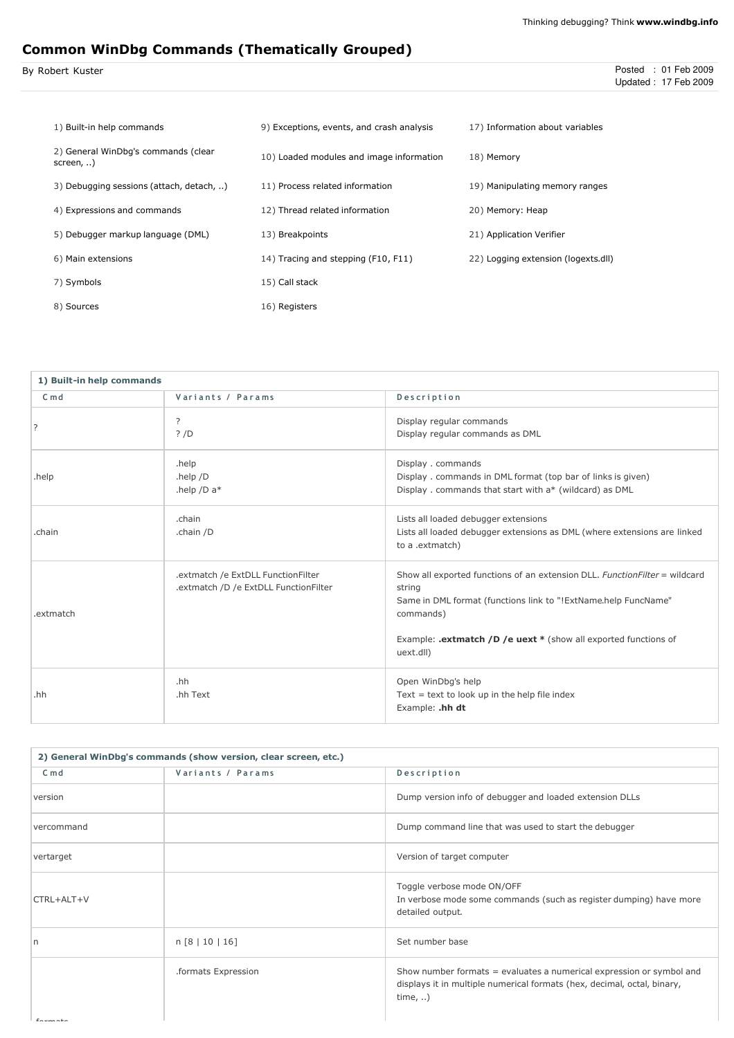Thinking debugging? Think **www.windbg.info**

# Common WinDbg Commands (Thematically Grouped)

By Robert Kuster

Posted : 01 Feb 2009
Updated : 17 Feb 2009

| | | |
|---|---|---|
| 1) Built-in help commands | 9) Exceptions, events, and crash analysis | 17) Information about variables |
| 2) General WinDbg's commands (clear screen, ..) | 10) Loaded modules and image information | 18) Memory |
| 3) Debugging sessions (attach, detach, ..) | 11) Process related information | 19) Manipulating memory ranges |
| 4) Expressions and commands | 12) Thread related information | 20) Memory: Heap |
| 5) Debugger markup language (DML) | 13) Breakpoints | 21) Application Verifier |
| 6) Main extensions | 14) Tracing and stepping (F10, F11) | 22) Logging extension (logexts.dll) |
| 7) Symbols | 15) Call stack | |
| 8) Sources | 16) Registers | |

## 1) Built-in help commands

| Cmd | Variants / Params | Description |
|---|---|---|
| ? | ?<br>? /D | Display regular commands<br>Display regular commands as DML |
| .help | .help<br>.help /D<br>.help /D a* | Display . commands<br>Display . commands in DML format (top bar of links is given)<br>Display . commands that start with a* (wildcard) as DML |
| .chain | .chain<br>.chain /D | Lists all loaded debugger extensions<br>Lists all loaded debugger extensions as DML (where extensions are linked to a .extmatch) |
| .extmatch | .extmatch /e ExtDLL FunctionFilter<br>.extmatch /D /e ExtDLL FunctionFilter | Show all exported functions of an extension DLL. *FunctionFilter* = wildcard string<br>Same in DML format (functions link to "!ExtName.help FuncName" commands)<br><br>Example: **.extmatch /D /e uext *** (show all exported functions of uext.dll) |
| .hh | .hh<br>.hh Text | Open WinDbg's help<br>Text = text to look up in the help file index<br>Example: **.hh dt** |

## 2) General WinDbg's commands (show version, clear screen, etc.)

| Cmd | Variants / Params | Description |
|---|---|---|
| version | | Dump version info of debugger and loaded extension DLLs |
| vercommand | | Dump command line that was used to start the debugger |
| vertarget | | Version of target computer |
| CTRL+ALT+V | | Toggle verbose mode ON/OFF<br>In verbose mode some commands (such as register dumping) have more detailed output. |
| n | n [8 \| 10 \| 16] | Set number base |
| .formats | .formats Expression | Show number formats = evaluates a numerical expression or symbol and displays it in multiple numerical formats (hex, decimal, octal, binary, time, ..) |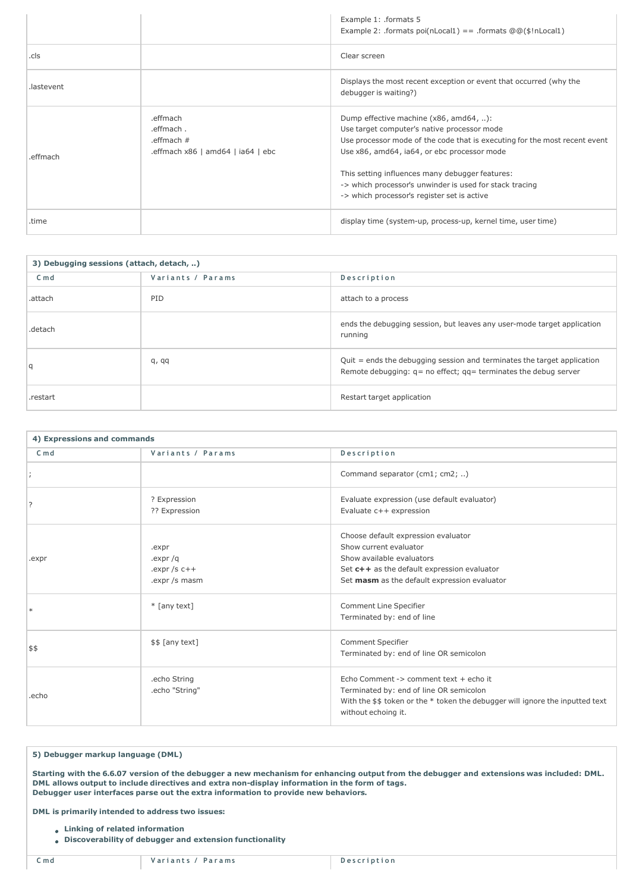| | | |
|---|---|---|
| | | Example 1: .formats 5<br>Example 2: .formats poi(nLocal1) == .formats @@($!nLocal1) |
| .cls | | Clear screen |
| .lastevent | | Displays the most recent exception or event that occurred (why the debugger is waiting?) |
| .effmach | .effmach<br>.effmach .<br>.effmach #<br>.effmach x86 \| amd64 \| ia64 \| ebc | Dump effective machine (x86, amd64, ..):<br>Use target computer's native processor mode<br>Use processor mode of the code that is executing for the most recent event<br>Use x86, amd64, ia64, or ebc processor mode<br><br>This setting influences many debugger features:<br>-> which processor's unwinder is used for stack tracing<br>-> which processor's register set is active |
| .time | | display time (system-up, process-up, kernel time, user time) |

**3) Debugging sessions (attach, detach, ..)**

| Cmd | Variants / Params | Description |
|---|---|---|
| .attach | PID | attach to a process |
| .detach | | ends the debugging session, but leaves any user-mode target application running |
| q | q, qq | Quit = ends the debugging session and terminates the target application<br>Remote debugging: q= no effect; qq= terminates the debug server |
| .restart | | Restart target application |

**4) Expressions and commands**

| Cmd | Variants / Params | Description |
|---|---|---|
| ; | | Command separator (cm1; cm2; ..) |
| ? | ? Expression<br>?? Expression | Evaluate expression (use default evaluator)<br>Evaluate c++ expression |
| .expr | .expr<br>.expr /q<br>.expr /s c++<br>.expr /s masm | Choose default expression evaluator<br>Show current evaluator<br>Show available evaluators<br>Set **c++** as the default expression evaluator<br>Set **masm** as the default expression evaluator |
| * | * [any text] | Comment Line Specifier<br>Terminated by: end of line |
| $$ | $$ [any text] | Comment Specifier<br>Terminated by: end of line OR semicolon |
| .echo | .echo String<br>.echo "String" | Echo Comment -> comment text + echo it<br>Terminated by: end of line OR semicolon<br>With the $$ token or the * token the debugger will ignore the inputted text without echoing it. |

**5) Debugger markup language (DML)**

**Starting with the 6.6.07 version of the debugger a new mechanism for enhancing output from the debugger and extensions was included: DML. DML allows output to include directives and extra non-display information in the form of tags. Debugger user interfaces parse out the extra information to provide new behaviors.**

**DML is primarily intended to address two issues:**

- **Linking of related information**
- **Discoverability of debugger and extension functionality**

| Cmd | Variants / Params | Description |
|---|---|---|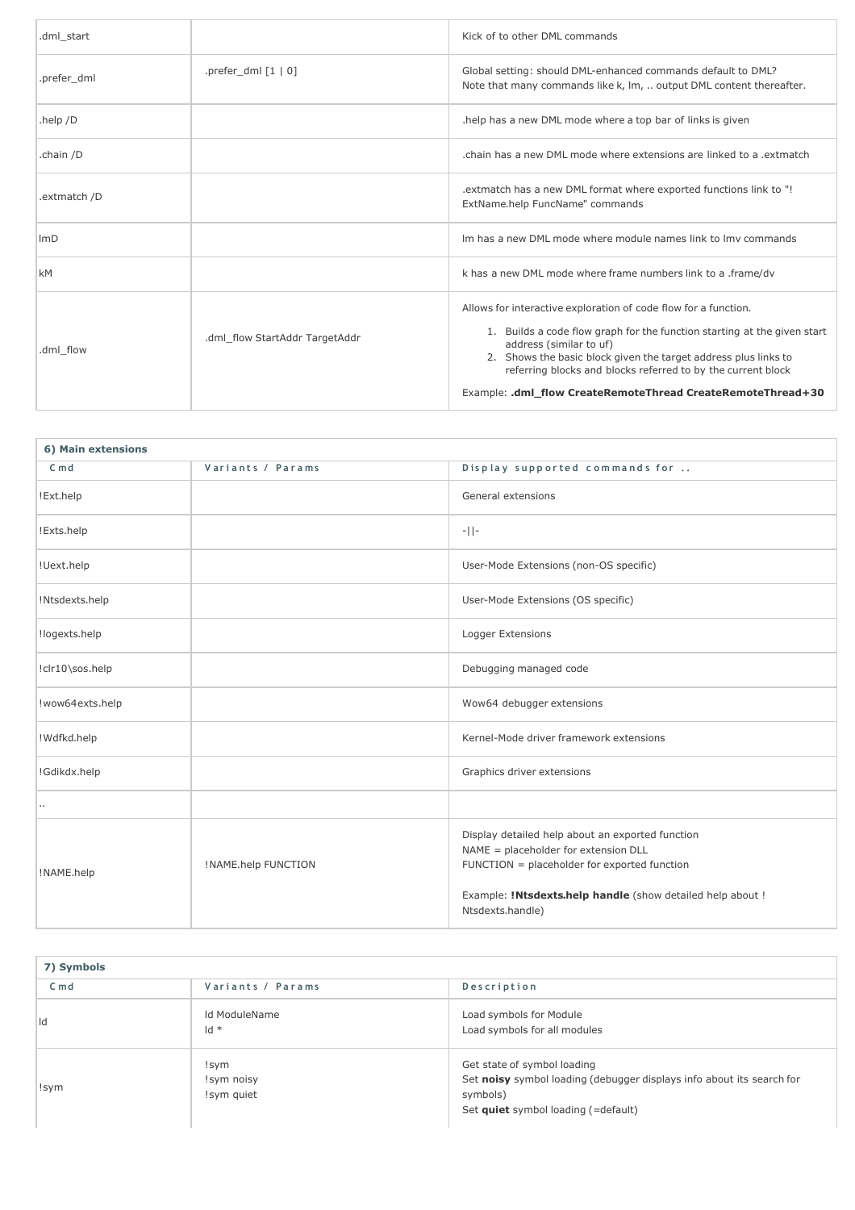| | | |
|---|---|---|
| .dml_start | | Kick of to other DML commands |
| .prefer_dml | .prefer_dml [1 \| 0] | Global setting: should DML-enhanced commands default to DML?<br>Note that many commands like k, lm, .. output DML content thereafter. |
| .help /D | | .help has a new DML mode where a top bar of links is given |
| .chain /D | | .chain has a new DML mode where extensions are linked to a .extmatch |
| .extmatch /D | | .extmatch has a new DML format where exported functions link to "!ExtName.help FuncName" commands |
| lmD | | lm has a new DML mode where module names link to lmv commands |
| kM | | k has a new DML mode where frame numbers link to a .frame/dv |
| .dml_flow | .dml_flow StartAddr TargetAddr | Allows for interactive exploration of code flow for a function.<br>1. Builds a code flow graph for the function starting at the given start address (similar to uf)<br>2. Shows the basic block given the target address plus links to referring blocks and blocks referred to by the current block<br>Example: **.dml_flow CreateRemoteThread CreateRemoteThread+30** |

**6) Main extensions**

| Cmd | Variants / Params | Display supported commands for .. |
|---|---|---|
| !Ext.help | | General extensions |
| !Exts.help | | -\|\|- |
| !Uext.help | | User-Mode Extensions (non-OS specific) |
| !Ntsdexts.help | | User-Mode Extensions (OS specific) |
| !logexts.help | | Logger Extensions |
| !clr10\sos.help | | Debugging managed code |
| !wow64exts.help | | Wow64 debugger extensions |
| !Wdfkd.help | | Kernel-Mode driver framework extensions |
| !Gdikdx.help | | Graphics driver extensions |
| .. | | |
| !NAME.help | !NAME.help FUNCTION | Display detailed help about an exported function<br>NAME = placeholder for extension DLL<br>FUNCTION = placeholder for exported function<br>Example: **!Ntsdexts.help handle** (show detailed help about !Ntsdexts.handle) |

**7) Symbols**

| Cmd | Variants / Params | Description |
|---|---|---|
| ld | ld ModuleName<br>ld * | Load symbols for Module<br>Load symbols for all modules |
| !sym | !sym<br>!sym noisy<br>!sym quiet | Get state of symbol loading<br>Set **noisy** symbol loading (debugger displays info about its search for symbols)<br>Set **quiet** symbol loading (=default) |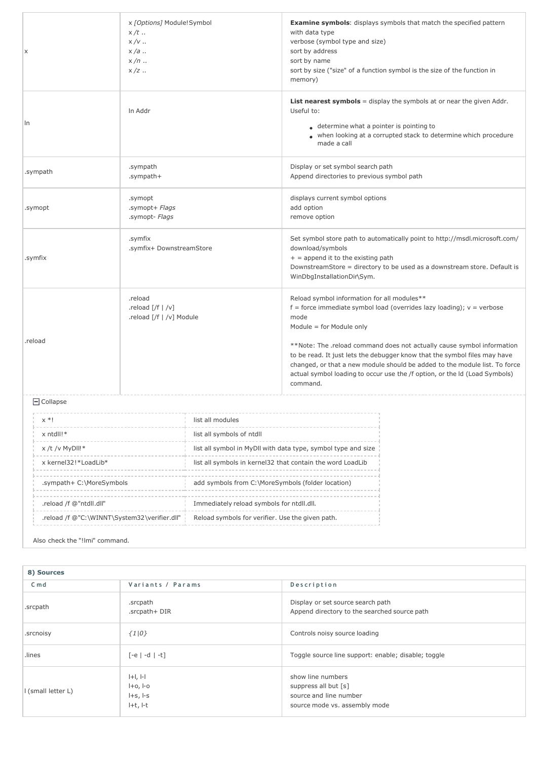| | | |
|---|---|---|
| x | x *[Options]* Module!Symbol<br>x */t* ..<br>x */v* ..<br>x */a* ..<br>x */n* ..<br>x */z* .. | **Examine symbols**: displays symbols that match the specified pattern<br>with data type<br>verbose (symbol type and size)<br>sort by address<br>sort by name<br>sort by size ("size" of a function symbol is the size of the function in memory) |
| ln | ln Addr | **List nearest symbols** = display the symbols at or near the given Addr. Useful to:<br>• determine what a pointer is pointing to<br>• when looking at a corrupted stack to determine which procedure made a call |
| .sympath | .sympath<br>.sympath+ | Display or set symbol search path<br>Append directories to previous symbol path |
| .symopt | .symopt<br>.symopt+ *Flags*<br>.symopt- *Flags* | displays current symbol options<br>add option<br>remove option |
| .symfix | .symfix<br>.symfix+ DownstreamStore | Set symbol store path to automatically point to http://msdl.microsoft.com/download/symbols<br>+ = append it to the existing path<br>DownstreamStore = directory to be used as a downstream store. Default is WinDbgInstallationDir\Sym. |
| .reload | .reload<br>.reload [/f \| /v]<br>.reload [/f \| /v] Module | Reload symbol information for all modules**<br>f = force immediate symbol load (overrides lazy loading); v = verbose mode<br>Module = for Module only<br><br>**Note: The .reload command does not actually cause symbol information to be read. It just lets the debugger know that the symbol files may have changed, or that a new module should be added to the module list. To force actual symbol loading to occur use the /f option, or the ld (Load Symbols) command. |

Collapse

| | |
|---|---|
| x *! | list all modules |
| x ntdll!* | list all symbols of ntdll |
| x /t /v MyDll!* | list all symbol in MyDll with data type, symbol type and size |
| x kernel32!*LoadLib* | list all symbols in kernel32 that contain the word LoadLib |
| .sympath+ C:\MoreSymbols | add symbols from C:\MoreSymbols (folder location) |
| .reload /f @"ntdll.dll" | Immediately reload symbols for ntdll.dll. |
| .reload /f @"C:\WINNT\System32\verifier.dll" | Reload symbols for verifier. Use the given path. |

Also check the "!lmi" command.

| **8) Sources** | | |
|---|---|---|
| **Cmd** | **Variants / Params** | **Description** |
| .srcpath | .srcpath<br>.srcpath+ DIR | Display or set source search path<br>Append directory to the searched source path |
| .srcnoisy | *{1\|0}* | Controls noisy source loading |
| .lines | [-e \| -d \| -t] | Toggle source line support: enable; disable; toggle |
| l (small letter L) | l+l, l-l<br>l+o, l-o<br>l+s, l-s<br>l+t, l-t | show line numbers<br>suppress all but [s]<br>source and line number<br>source mode vs. assembly mode |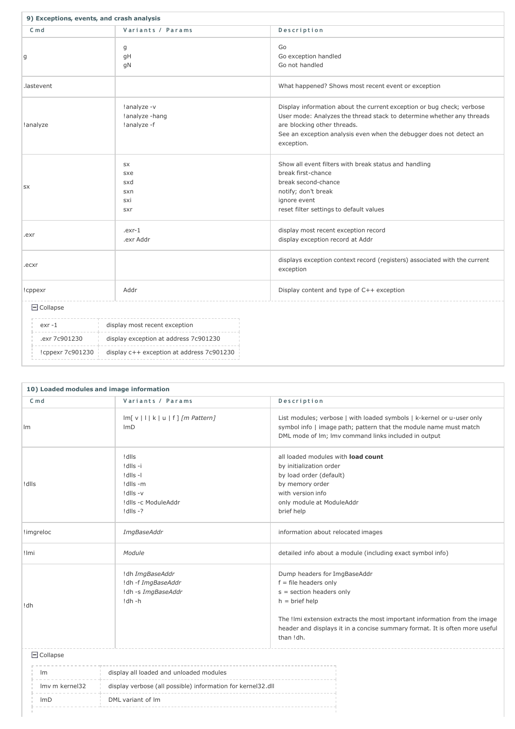### 9) Exceptions, events, and crash analysis

| Cmd | Variants / Params | Description |
|---|---|---|
| g | g<br>gH<br>gN | Go<br>Go exception handled<br>Go not handled |
| .lastevent | | What happened? Shows most recent event or exception |
| !analyze | !analyze -v<br>!analyze -hang<br>!analyze -f | Display information about the current exception or bug check; verbose<br>User mode: Analyzes the thread stack to determine whether any threads are blocking other threads.<br>See an exception analysis even when the debugger does not detect an exception. |
| sx | sx<br>sxe<br>sxd<br>sxn<br>sxi<br>sxr | Show all event filters with break status and handling<br>break first-chance<br>break second-chance<br>notify; don't break<br>ignore event<br>reset filter settings to default values |
| .exr | .exr-1<br>.exr Addr | display most recent exception record<br>display exception record at Addr |
| .ecxr | | displays exception context record (registers) associated with the current exception |
| !cppexr | Addr | Display content and type of C++ exception |

Collapse

| | |
|---|---|
| exr -1 | display most recent exception |
| .exr 7c901230 | display exception at address 7c901230 |
| !cppexr 7c901230 | display c++ exception at address 7c901230 |

### 10) Loaded modules and image information

| Cmd | Variants / Params | Description |
|---|---|---|
| lm | lm[ v \| l \| k \| u \| f ] *[m Pattern]*<br>lmD | List modules; verbose \| with loaded symbols \| k-kernel or u-user only symbol info \| image path; pattern that the module name must match<br>DML mode of lm; lmv command links included in output |
| !dlls | !dlls<br>!dlls -i<br>!dlls -l<br>!dlls -m<br>!dlls -v<br>!dlls -c ModuleAddr<br>!dlls -? | all loaded modules with **load count**<br>by initialization order<br>by load order (default)<br>by memory order<br>with version info<br>only module at ModuleAddr<br>brief help |
| !imgreloc | *ImgBaseAddr* | information about relocated images |
| !lmi | *Module* | detailed info about a module (including exact symbol info) |
| !dh | !dh *ImgBaseAddr*<br>!dh -f *ImgBaseAddr*<br>!dh -s *ImgBaseAddr*<br>!dh -h | Dump headers for ImgBaseAddr<br>f = file headers only<br>s = section headers only<br>h = brief help<br><br>The !lmi extension extracts the most important information from the image header and displays it in a concise summary format. It is often more useful than !dh. |

Collapse

| | |
|---|---|
| lm | display all loaded and unloaded modules |
| lmv m kernel32 | display verbose (all possible) information for kernel32.dll |
| lmD | DML variant of lm |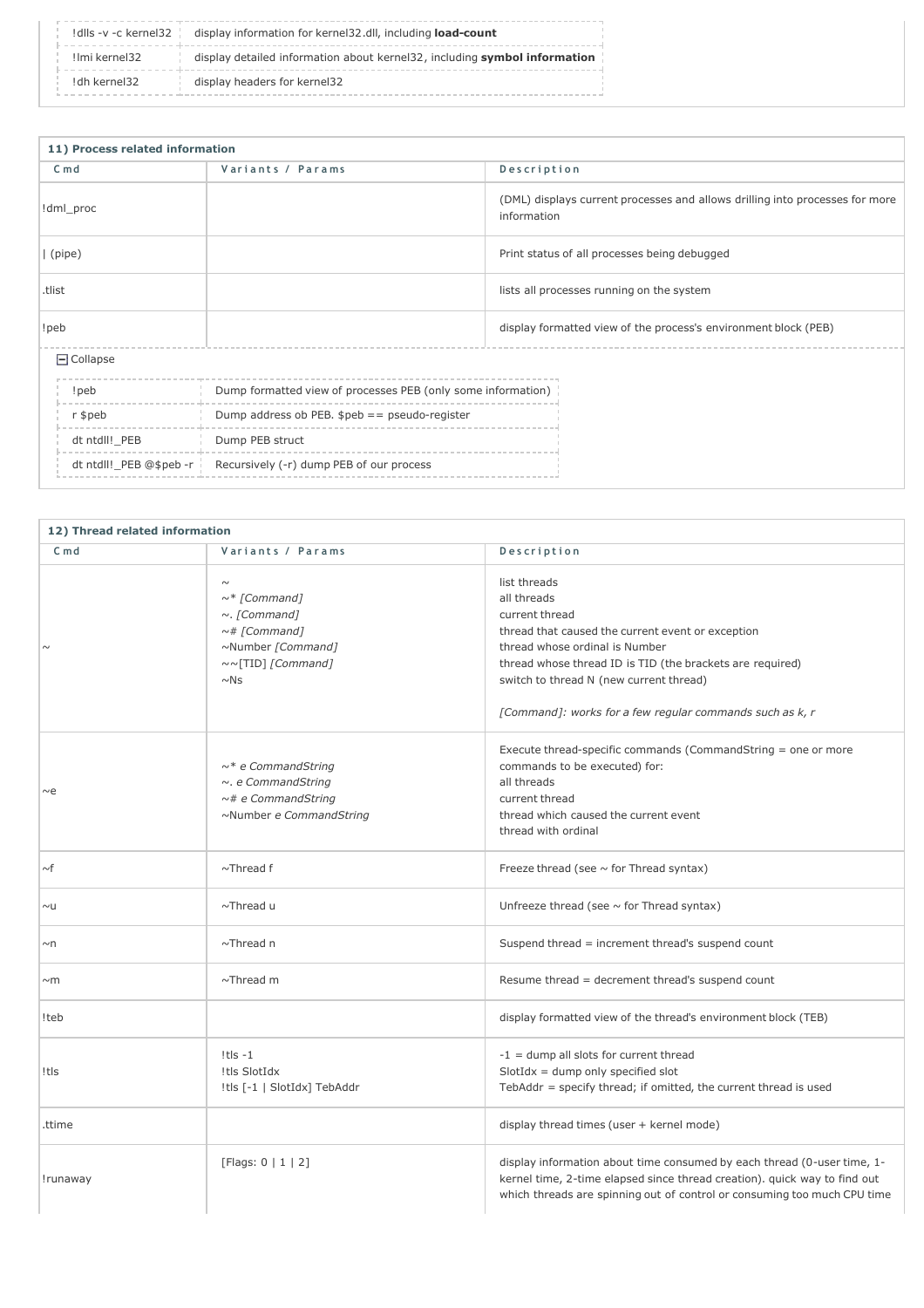| | |
|---|---|
| !dlls -v -c kernel32 | display information for kernel32.dll, including **load-count** |
| !lmi kernel32 | display detailed information about kernel32, including **symbol information** |
| !dh kernel32 | display headers for kernel32 |

**11) Process related information**

| Cmd | Variants / Params | Description |
|---|---|---|
| !dml_proc | | (DML) displays current processes and allows drilling into processes for more information |
| \| (pipe) | | Print status of all processes being debugged |
| .tlist | | lists all processes running on the system |
| !peb | | display formatted view of the process's environment block (PEB) |

Collapse

| | |
|---|---|
| !peb | Dump formatted view of processes PEB (only some information) |
| r $peb | Dump address ob PEB. $peb == pseudo-register |
| dt ntdll!_PEB | Dump PEB struct |
| dt ntdll!_PEB @$peb -r | Recursively (-r) dump PEB of our process |

**12) Thread related information**

| Cmd | Variants / Params | Description |
|---|---|---|
| ~ | ~<br>~* *[Command]*<br>~. *[Command]*<br>~# *[Command]*<br>~Number *[Command]*<br>~~[TID] *[Command]*<br>~Ns | list threads<br>all threads<br>current thread<br>thread that caused the current event or exception<br>thread whose ordinal is Number<br>thread whose thread ID is TID (the brackets are required)<br>switch to thread N (new current thread)<br><br>*[Command]: works for a few regular commands such as k, r* |
| ~e | ~* *e CommandString*<br>~. *e CommandString*<br>~# *e CommandString*<br>~Number *e CommandString* | Execute thread-specific commands (CommandString = one or more commands to be executed) for:<br>all threads<br>current thread<br>thread which caused the current event<br>thread with ordinal |
| ~f | ~Thread f | Freeze thread (see ~ for Thread syntax) |
| ~u | ~Thread u | Unfreeze thread (see ~ for Thread syntax) |
| ~n | ~Thread n | Suspend thread = increment thread's suspend count |
| ~m | ~Thread m | Resume thread = decrement thread's suspend count |
| !teb | | display formatted view of the thread's environment block (TEB) |
| !tls | !tls -1<br>!tls SlotIdx<br>!tls [-1 \| SlotIdx] TebAddr | -1 = dump all slots for current thread<br>SlotIdx = dump only specified slot<br>TebAddr = specify thread; if omitted, the current thread is used |
| .ttime | | display thread times (user + kernel mode) |
| !runaway | [Flags: 0 \| 1 \| 2] | display information about time consumed by each thread (0-user time, 1-kernel time, 2-time elapsed since thread creation). quick way to find out which threads are spinning out of control or consuming too much CPU time |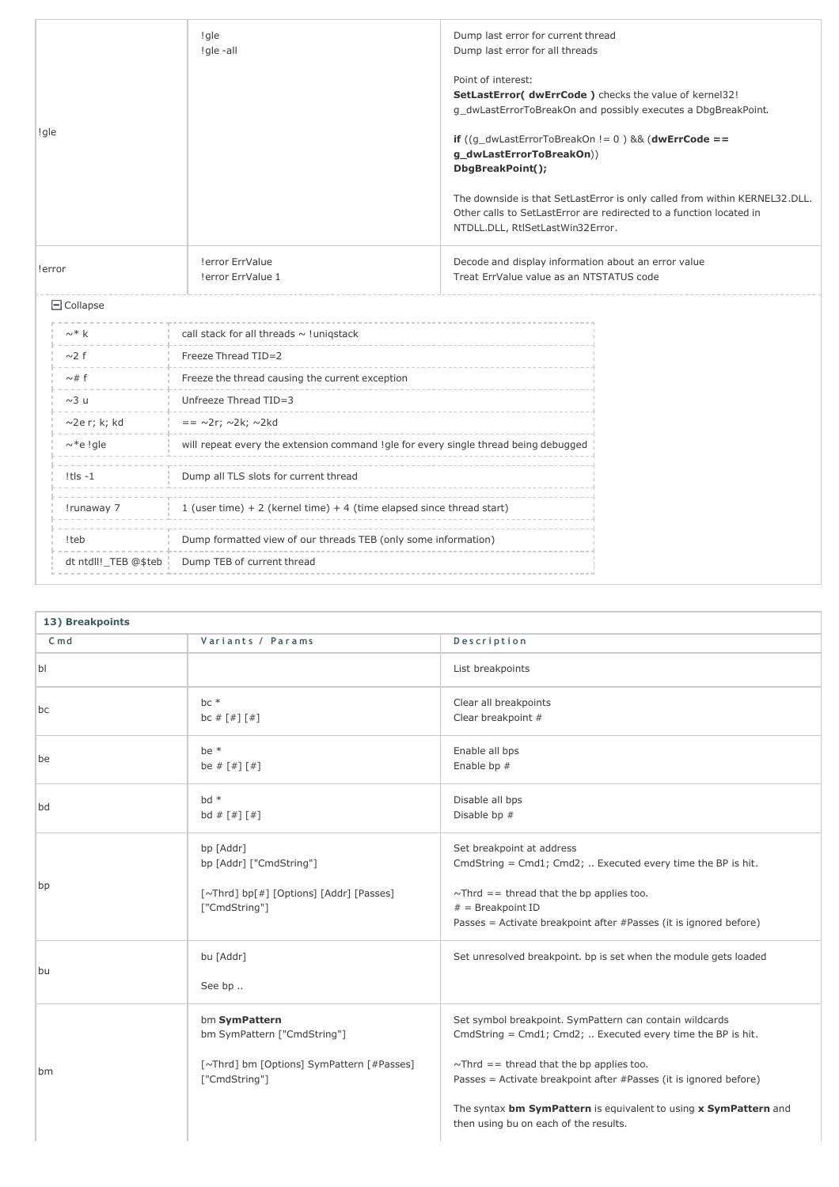| | | |
|---|---|---|
| !gle | !gle<br>!gle -all | Dump last error for current thread<br>Dump last error for all threads<br><br>Point of interest:<br>**SetLastError( dwErrCode )** checks the value of kernel32! g_dwLastErrorToBreakOn and possibly executes a DbgBreakPoint.<br><br>**if** ((g_dwLastErrorToBreakOn != 0 ) && (**dwErrCode == g_dwLastErrorToBreakOn**))<br>**DbgBreakPoint();**<br><br>The downside is that SetLastError is only called from within KERNEL32.DLL. Other calls to SetLastError are redirected to a function located in NTDLL.DLL, RtlSetLastWin32Error. |
| !error | !error ErrValue<br>!error ErrValue 1 | Decode and display information about an error value<br>Treat ErrValue value as an NTSTATUS code |

⊟ Collapse

| | |
|---|---|
| ~* k | call stack for all threads ~ !uniqstack |
| ~2 f | Freeze Thread TID=2 |
| ~# f | Freeze the thread causing the current exception |
| ~3 u | Unfreeze Thread TID=3 |
| ~2e r; k; kd | == ~2r; ~2k; ~2kd |
| ~*e !gle | will repeat every the extension command !gle for every single thread being debugged |
| !tls -1 | Dump all TLS slots for current thread |
| !runaway 7 | 1 (user time) + 2 (kernel time) + 4 (time elapsed since thread start) |
| !teb | Dump formatted view of our threads TEB (only some information) |
| dt ntdll!_TEB @$teb | Dump TEB of current thread |

**13) Breakpoints**

| Cmd | Variants / Params | Description |
|---|---|---|
| bl | | List breakpoints |
| bc | bc *<br>bc # [#] [#] | Clear all breakpoints<br>Clear breakpoint # |
| be | be *<br>be # [#] [#] | Enable all bps<br>Enable bp # |
| bd | bd *<br>bd # [#] [#] | Disable all bps<br>Disable bp # |
| bp | bp [Addr]<br>bp [Addr] ["CmdString"]<br><br>[~Thrd] bp[#] [Options] [Addr] [Passes] ["CmdString"] | Set breakpoint at address<br>CmdString = Cmd1; Cmd2; .. Executed every time the BP is hit.<br><br>~Thrd == thread that the bp applies too.<br># = Breakpoint ID<br>Passes = Activate breakpoint after #Passes (it is ignored before) |
| bu | bu [Addr]<br><br>See bp .. | Set unresolved breakpoint. bp is set when the module gets loaded |
| bm | bm **SymPattern**<br>bm SymPattern ["CmdString"]<br><br>[~Thrd] bm [Options] SymPattern [#Passes] ["CmdString"] | Set symbol breakpoint. SymPattern can contain wildcards<br>CmdString = Cmd1; Cmd2; .. Executed every time the BP is hit.<br><br>~Thrd == thread that the bp applies too.<br>Passes = Activate breakpoint after #Passes (it is ignored before)<br><br>The syntax **bm SymPattern** is equivalent to using **x SymPattern** and then using bu on each of the results. |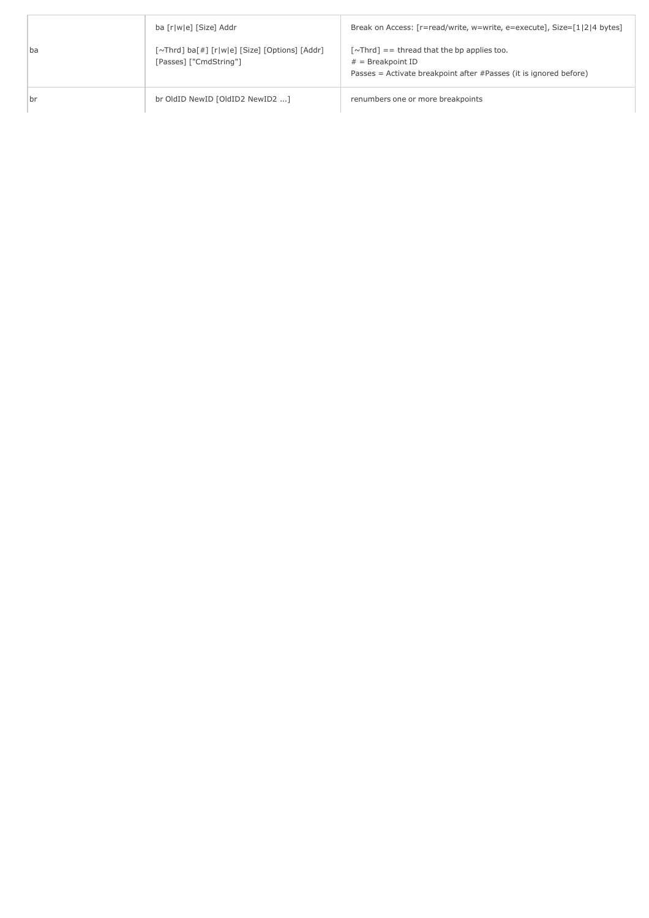| | | |
|---|---|---|
| ba | ba [r\|w\|e] [Size] Addr<br><br>[~Thrd] ba[#] [r\|w\|e] [Size] [Options] [Addr] [Passes] ["CmdString"] | Break on Access: [r=read/write, w=write, e=execute], Size=[1\|2\|4 bytes]<br><br>[~Thrd] == thread that the bp applies too.<br># = Breakpoint ID<br>Passes = Activate breakpoint after #Passes (it is ignored before) |
| br | br OldID NewID [OldID2 NewID2 ...] | renumbers one or more breakpoints |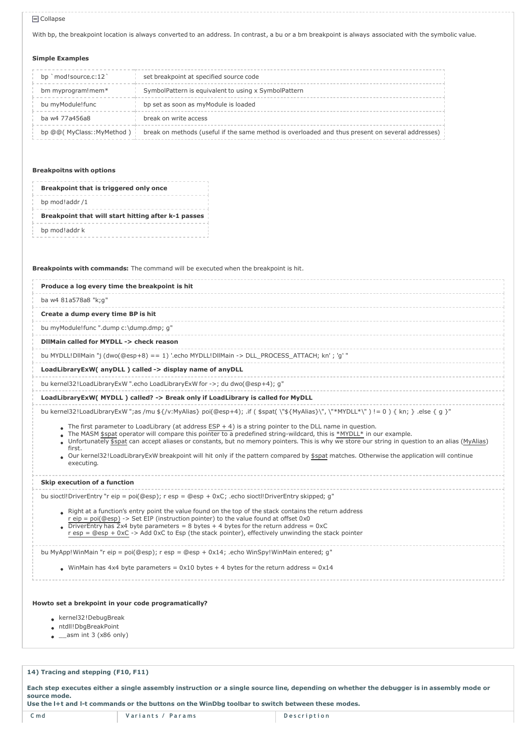⊟ Collapse

With bp, the breakpoint location is always converted to an address. In contrast, a bu or a bm breakpoint is always associated with the symbolic value.

**Simple Examples**

| | |
|---|---|
| bp \`mod!source.c:12\` | set breakpoint at specified source code |
| bm myprogram!mem* | SymbolPattern is equivalent to using x SymbolPattern |
| bu myModule!func | bp set as soon as myModule is loaded |
| ba w4 77a456a8 | break on write access |
| bp @@( MyClass::MyMethod ) | break on methods (useful if the same method is overloaded and thus present on several addresses) |

**Breakpoitns with options**

| |
|---|
| **Breakpoint that is triggered only once** |
| bp mod!addr /1 |
| **Breakpoint that will start hitting after k-1 passes** |
| bp mod!addr k |

**Breakpoints with commands:** The command will be executed when the breakpoint is hit.

**Produce a log every time the breakpoint is hit**

```
ba w4 81a578a8 "k;g"
```

**Create a dump every time BP is hit**

```
bu myModule!func ".dump c:\dump.dmp; g"
```

**DllMain called for MYDLL -> check reason**

```
bu MYDLL!DllMain "j (dwo(@esp+8) == 1) '.echo MYDLL!DllMain -> DLL_PROCESS_ATTACH; kn' ; 'g' "
```

**LoadLibraryExW( anyDLL ) called -> display name of anyDLL**

```
bu kernel32!LoadLibraryExW ".echo LoadLibraryExW for ->; du dwo(@esp+4); g"
```

**LoadLibraryExW( MYDLL ) called? -> Break only if LoadLibrary is called for MyDLL**

```
bu kernel32!LoadLibraryExW ";as /mu ${/v:MyAlias} poi(@esp+4); .if ( $spat( \"${MyAlias}\", \"*MYDLL*\" ) != 0 ) { kn; } .else { g }"
```

- The first parameter to LoadLibrary (at address ESP + 4) is a string pointer to the DLL name in question.
- The MASM $spat operator will compare this pointer to a predefined string-wildcard, this is *MYDLL* in our example.
- Unfortunately $spat can accept aliases or constants, but no memory pointers. This is why we store our string in question to an alias (MyAlias) first.
- Our kernel32!LoadLibraryExW breakpoint will hit only if the pattern compared by $spat matches. Otherwise the application will continue executing.

**Skip execution of a function**

```
bu sioctl!DriverEntry "r eip = poi(@esp); r esp = @esp + 0xC; .echo sioctl!DriverEntry skipped; g"
```

- Right at a function's entry point the value found on the top of the stack contains the return address
  r eip = poi(@esp) -> Set EIP (instruction pointer) to the value found at offset 0x0
- DriverEntry has 2x4 byte parameters = 8 bytes + 4 bytes for the return address = 0xC
  r esp = @esp + 0xC -> Add 0xC to Esp (the stack pointer), effectively unwinding the stack pointer

```
bu MyApp!WinMain "r eip = poi(@esp); r esp = @esp + 0x14; .echo WinSpy!WinMain entered; g"
```

- WinMain has 4x4 byte parameters = 0x10 bytes + 4 bytes for the return address = 0x14

**Howto set a brekpoint in your code programatically?**

- kernel32!DebugBreak
- ntdll!DbgBreakPoint
- __asm int 3 (x86 only)

**14) Tracing and stepping (F10, F11)**

**Each step executes either a single assembly instruction or a single source line, depending on whether the debugger is in assembly mode or source mode.**
**Use the l+t and l-t commands or the buttons on the WinDbg toolbar to switch between these modes.**

| Cmd | Variants / Params | Description |
|---|---|---|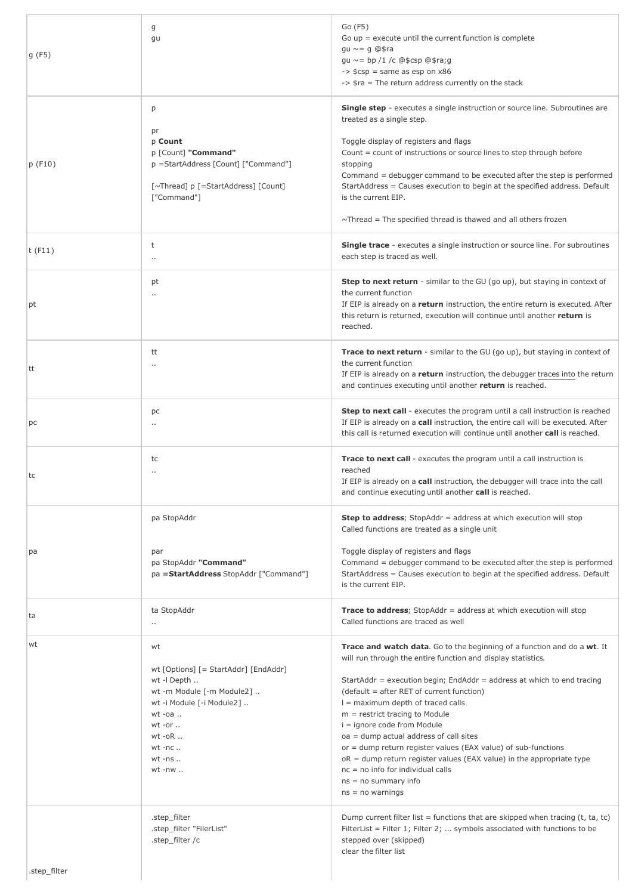| | | |
|---|---|---|
| g (F5) | g<br>gu | Go (F5)<br>Go up = execute until the current function is complete<br>gu ~= g @$ra<br>gu ~= bp /1 /c @$csp @$ra;g<br>-> $csp = same as esp on x86<br>-> $ra = The return address currently on the stack |
| p (F10) | p<br><br>pr<br>p **Count**<br>p [Count] **"Command"**<br>p =StartAddress [Count] ["Command"]<br><br>[~Thread] p [=StartAddress] [Count] ["Command"] | **Single step** - executes a single instruction or source line. Subroutines are treated as a single step.<br><br>Toggle display of registers and flags<br>Count = count of instructions or source lines to step through before stopping<br>Command = debugger command to be executed after the step is performed<br>StartAddress = Causes execution to begin at the specified address. Default is the current EIP.<br><br>~Thread = The specified thread is thawed and all others frozen |
| t (F11) | t<br>.. | **Single trace** - executes a single instruction or source line. For subroutines each step is traced as well. |
| pt | pt<br>.. | **Step to next return** - similar to the GU (go up), but staying in context of the current function<br>If EIP is already on a **return** instruction, the entire return is executed. After this return is returned, execution will continue until another **return** is reached. |
| tt | tt<br>.. | **Trace to next return** - similar to the GU (go up), but staying in context of the current function<br>If EIP is already on a **return** instruction, the debugger traces into the return and continues executing until another **return** is reached. |
| pc | pc<br>.. | **Step to next call** - executes the program until a call instruction is reached<br>If EIP is already on a **call** instruction, the entire call will be executed. After this call is returned execution will continue until another **call** is reached. |
| tc | tc<br>.. | **Trace to next call** - executes the program until a call instruction is reached<br>If EIP is already on a **call** instruction, the debugger will trace into the call and continue executing until another **call** is reached. |
| pa | pa StopAddr<br><br>par<br>pa StopAddr **"Command"**<br>pa **=StartAddress** StopAddr ["Command"] | **Step to address**; StopAddr = address at which execution will stop<br>Called functions are treated as a single unit<br><br>Toggle display of registers and flags<br>Command = debugger command to be executed after the step is performed<br>StartAddress = Causes execution to begin at the specified address. Default is the current EIP. |
| ta | ta StopAddr<br>.. | **Trace to address**; StopAddr = address at which execution will stop<br>Called functions are traced as well |
| wt | wt<br><br>wt [Options] [= StartAddr] [EndAddr]<br>wt -l Depth ..<br>wt -m Module [-m Module2] ..<br>wt -i Module [-i Module2] ..<br>wt -oa ..<br>wt -or ..<br>wt -oR ..<br>wt -nc ..<br>wt -ns ..<br>wt -nw .. | **Trace and watch data**. Go to the beginning of a function and do a **wt**. It will run through the entire function and display statistics.<br><br>StartAddr = execution begin; EndAddr = address at which to end tracing (default = after RET of current function)<br>l = maximum depth of traced calls<br>m = restrict tracing to Module<br>i = ignore code from Module<br>oa = dump actual address of call sites<br>or = dump return register values (EAX value) of sub-functions<br>oR = dump return register values (EAX value) in the appropriate type<br>nc = no info for individual calls<br>ns = no summary info<br>ns = no warnings |
| .step_filter | .step_filter<br>.step_filter "FilerList"<br>.step_filter /c | Dump current filter list = functions that are skipped when tracing (t, ta, tc)<br>FilterList = Filter 1; Filter 2; ... symbols associated with functions to be stepped over (skipped)<br>clear the filter list |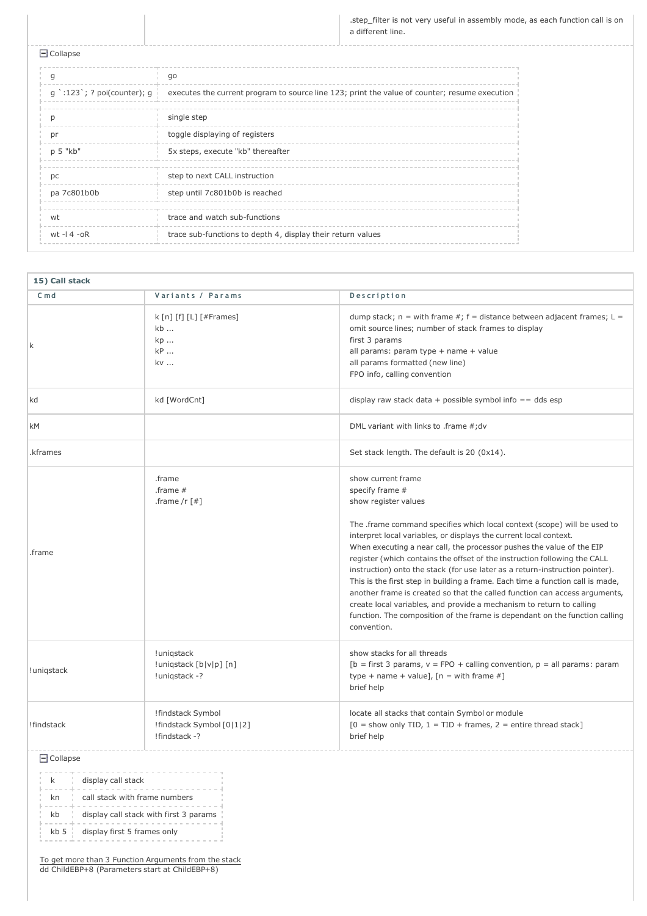| | | .step_filter is not very useful in assembly mode, as each function call is on a different line. |
|---|---|---|

⊟ Collapse

| | |
|---|---|
| g | go |
| g `:123`; ? poi(counter); g | executes the current program to source line 123; print the value of counter; resume execution |
| p | single step |
| pr | toggle displaying of registers |
| p 5 "kb" | 5x steps, execute "kb" thereafter |
| pc | step to next CALL instruction |
| pa 7c801b0b | step until 7c801b0b is reached |
| wt | trace and watch sub-functions |
| wt -l 4 -oR | trace sub-functions to depth 4, display their return values |

**15) Call stack**

| Cmd | Variants / Params | Description |
|---|---|---|
| k | k [n] [f] [L] [#Frames]<br>kb ...<br>kp ...<br>kP ...<br>kv ... | dump stack; n = with frame #; f = distance between adjacent frames; L = omit source lines; number of stack frames to display<br>first 3 params<br>all params: param type + name + value<br>all params formatted (new line)<br>FPO info, calling convention |
| kd | kd [WordCnt] | display raw stack data + possible symbol info == dds esp |
| kM | | DML variant with links to .frame #;dv |
| .kframes | | Set stack length. The default is 20 (0x14). |
| .frame | .frame<br>.frame #<br>.frame /r [#] | show current frame<br>specify frame #<br>show register values<br><br>The .frame command specifies which local context (scope) will be used to interpret local variables, or displays the current local context.<br>When executing a near call, the processor pushes the value of the EIP register (which contains the offset of the instruction following the CALL instruction) onto the stack (for use later as a return-instruction pointer). This is the first step in building a frame. Each time a function call is made, another frame is created so that the called function can access arguments, create local variables, and provide a mechanism to return to calling function. The composition of the frame is dependant on the function calling convention. |
| !uniqstack | !uniqstack<br>!uniqstack [b\|v\|p] [n]<br>!uniqstack -? | show stacks for all threads<br>[b = first 3 params, v = FPO + calling convention, p = all params: param type + name + value], [n = with frame #]<br>brief help |
| !findstack | !findstack Symbol<br>!findstack Symbol [0\|1\|2]<br>!findstack -? | locate all stacks that contain Symbol or module<br>[0 = show only TID, 1 = TID + frames, 2 = entire thread stack]<br>brief help |

⊟ Collapse

| | |
|---|---|
| k | display call stack |
| kn | call stack with frame numbers |
| kb | display call stack with first 3 params |
| kb 5 | display first 5 frames only |

To get more than 3 Function Arguments from the stack
dd ChildEBP+8 (Parameters start at ChildEBP+8)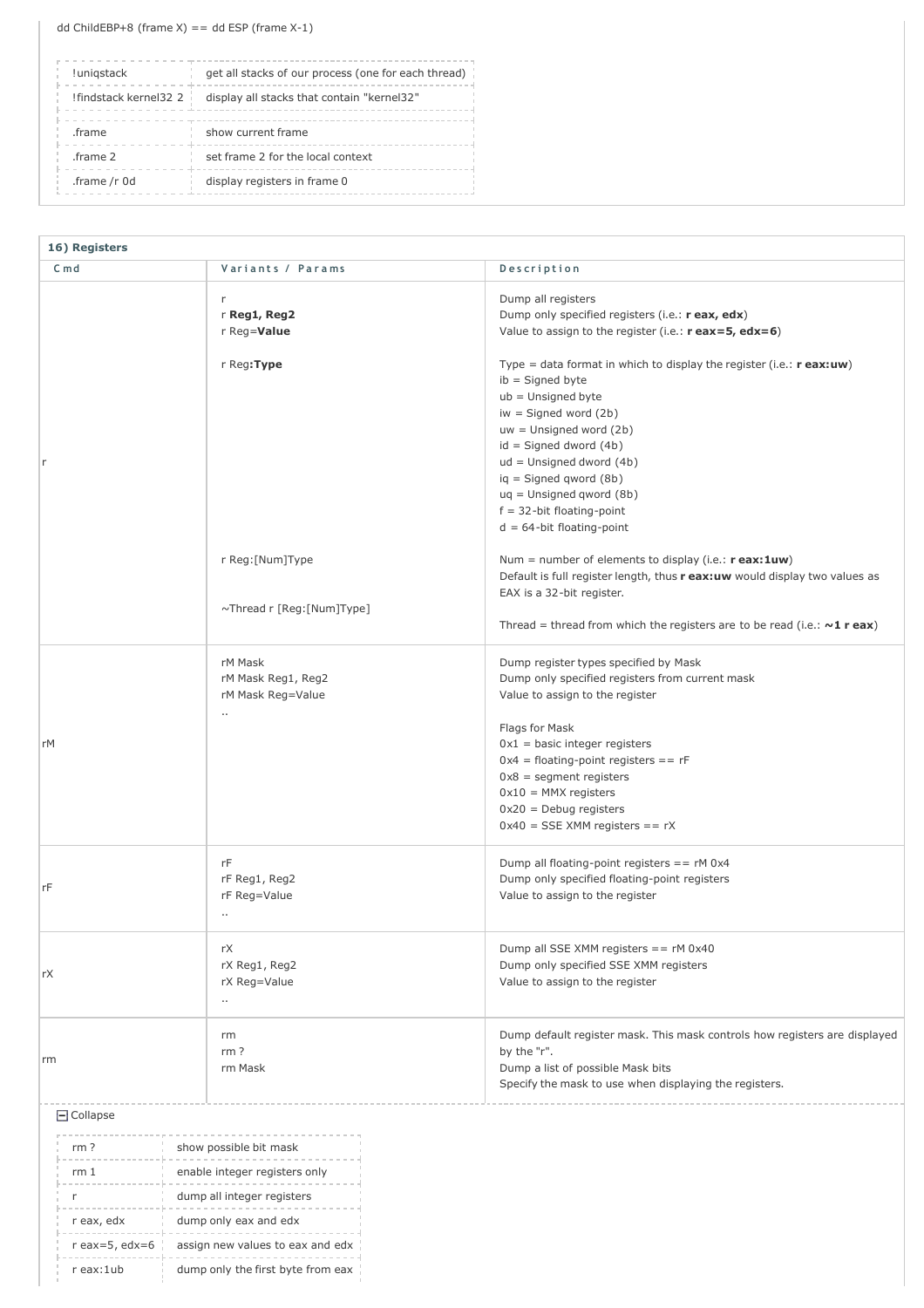dd ChildEBP+8 (frame X) == dd ESP (frame X-1)

| | |
|---|---|
| !uniqstack | get all stacks of our process (one for each thread) |
| !findstack kernel32 2 | display all stacks that contain "kernel32" |
| .frame | show current frame |
| .frame 2 | set frame 2 for the local context |
| .frame /r 0d | display registers in frame 0 |

## 16) Registers

| Cmd | Variants / Params | Description |
|---|---|---|
| r | r<br>r **Reg1, Reg2**<br>r Reg=**Value**<br><br>r Reg**:Type**<br><br><br><br><br><br><br><br><br><br><br>r Reg:[Num]Type<br><br><br>~Thread r [Reg:[Num]Type] | Dump all registers<br>Dump only specified registers (i.e.: **r eax, edx**)<br>Value to assign to the register (i.e.: **r eax=5, edx=6**)<br><br>Type = data format in which to display the register (i.e.: **r eax:uw**)<br>ib = Signed byte<br>ub = Unsigned byte<br>iw = Signed word (2b)<br>uw = Unsigned word (2b)<br>id = Signed dword (4b)<br>ud = Unsigned dword (4b)<br>iq = Signed qword (8b)<br>uq = Unsigned qword (8b)<br>f = 32-bit floating-point<br>d = 64-bit floating-point<br><br>Num = number of elements to display (i.e.: **r eax:1uw**)<br>Default is full register length, thus **r eax:uw** would display two values as EAX is a 32-bit register.<br><br>Thread = thread from which the registers are to be read (i.e.: **~1 r eax**) |
| rM | rM Mask<br>rM Mask Reg1, Reg2<br>rM Mask Reg=Value<br>.. | Dump register types specified by Mask<br>Dump only specified registers from current mask<br>Value to assign to the register<br><br>Flags for Mask<br>0x1 = basic integer registers<br>0x4 = floating-point registers == rF<br>0x8 = segment registers<br>0x10 = MMX registers<br>0x20 = Debug registers<br>0x40 = SSE XMM registers == rX |
| rF | rF<br>rF Reg1, Reg2<br>rF Reg=Value<br>.. | Dump all floating-point registers == rM 0x4<br>Dump only specified floating-point registers<br>Value to assign to the register |
| rX | rX<br>rX Reg1, Reg2<br>rX Reg=Value<br>.. | Dump all SSE XMM registers == rM 0x40<br>Dump only specified SSE XMM registers<br>Value to assign to the register |
| rm | rm<br>rm ?<br>rm Mask | Dump default register mask. This mask controls how registers are displayed by the "r".<br>Dump a list of possible Mask bits<br>Specify the mask to use when displaying the registers. |

Collapse

| | |
|---|---|
| rm ? | show possible bit mask |
| rm 1 | enable integer registers only |
| r | dump all integer registers |
| r eax, edx | dump only eax and edx |
| r eax=5, edx=6 | assign new values to eax and edx |
| r eax:1ub | dump only the first byte from eax |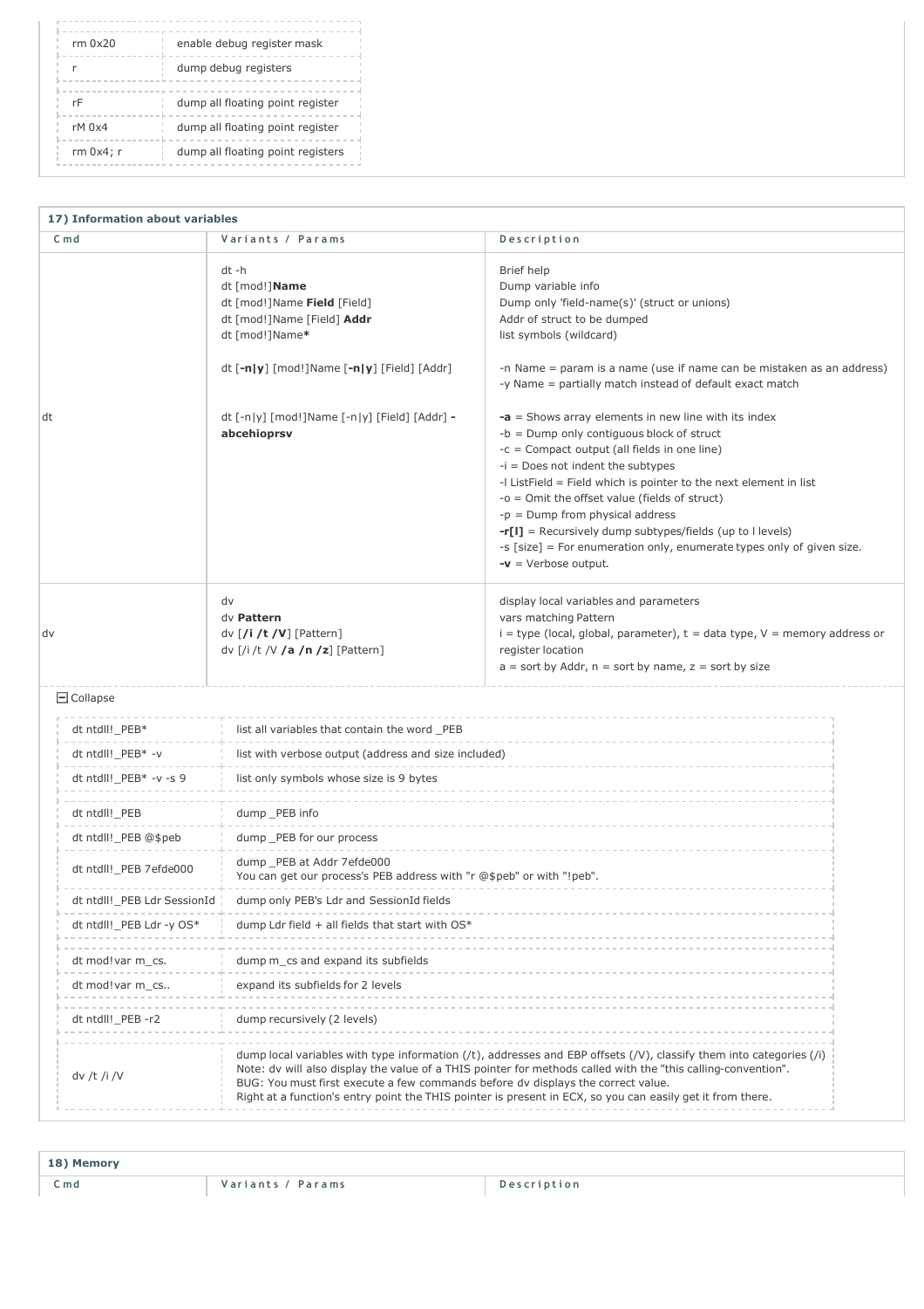| | |
|---|---|
| rm 0x20 | enable debug register mask |
| r | dump debug registers |
| rF | dump all floating point register |
| rM 0x4 | dump all floating point register |
| rm 0x4; r | dump all floating point registers |

| **17) Information about variables** | | |
|---|---|---|
| **Cmd** | **Variants / Params** | **Description** |
| dt | dt -h<br>dt [mod!]**Name**<br>dt [mod!]Name **Field** [Field]<br>dt [mod!]Name [Field] **Addr**<br>dt [mod!]Name**\***<br><br>dt [**-n\|y**] [mod!]Name [**-n\|y**] [Field] [Addr]<br><br>dt [-n\|y] [mod!]Name [-n\|y] [Field] [Addr] **-abcehioprsv** | Brief help<br>Dump variable info<br>Dump only 'field-name(s)' (struct or unions)<br>Addr of struct to be dumped<br>list symbols (wildcard)<br><br>-n Name = param is a name (use if name can be mistaken as an address)<br>-y Name = partially match instead of default exact match<br><br>**-a** = Shows array elements in new line with its index<br>-b = Dump only contiguous block of struct<br>-c = Compact output (all fields in one line)<br>-i = Does not indent the subtypes<br>-l ListField = Field which is pointer to the next element in list<br>-o = Omit the offset value (fields of struct)<br>-p = Dump from physical address<br>**-r[l]** = Recursively dump subtypes/fields (up to l levels)<br>-s [size] = For enumeration only, enumerate types only of given size.<br>**-v** = Verbose output. |
| dv | dv<br>dv **Pattern**<br>dv [**/i /t /V**] [Pattern]<br>dv [/i /t /V **/a /n /z**] [Pattern] | display local variables and parameters<br>vars matching Pattern<br>i = type (local, global, parameter), t = data type, V = memory address or register location<br>a = sort by Addr, n = sort by name, z = sort by size |

Collapse

| | |
|---|---|
| dt ntdll!_PEB* | list all variables that contain the word _PEB |
| dt ntdll!_PEB* -v | list with verbose output (address and size included) |
| dt ntdll!_PEB* -v -s 9 | list only symbols whose size is 9 bytes |
| dt ntdll!_PEB | dump _PEB info |
| dt ntdll!_PEB @$peb | dump _PEB for our process |
| dt ntdll!_PEB 7efde000 | dump _PEB at Addr 7efde000<br>You can get our process's PEB address with "r @$peb" or with "!peb". |
| dt ntdll!_PEB Ldr SessionId | dump only PEB's Ldr and SessionId fields |
| dt ntdll!_PEB Ldr -y OS* | dump Ldr field + all fields that start with OS* |
| dt mod!var m_cs. | dump m_cs and expand its subfields |
| dt mod!var m_cs.. | expand its subfields for 2 levels |
| dt ntdll!_PEB -r2 | dump recursively (2 levels) |
| dv /t /i /V | dump local variables with type information (/t), addresses and EBP offsets (/V), classify them into categories (/i)<br>Note: dv will also display the value of a THIS pointer for methods called with the "this calling-convention".<br>BUG: You must first execute a few commands before dv displays the correct value.<br>Right at a function's entry point the THIS pointer is present in ECX, so you can easily get it from there. |

| **18) Memory** | | |
|---|---|---|
| **Cmd** | **Variants / Params** | **Description** |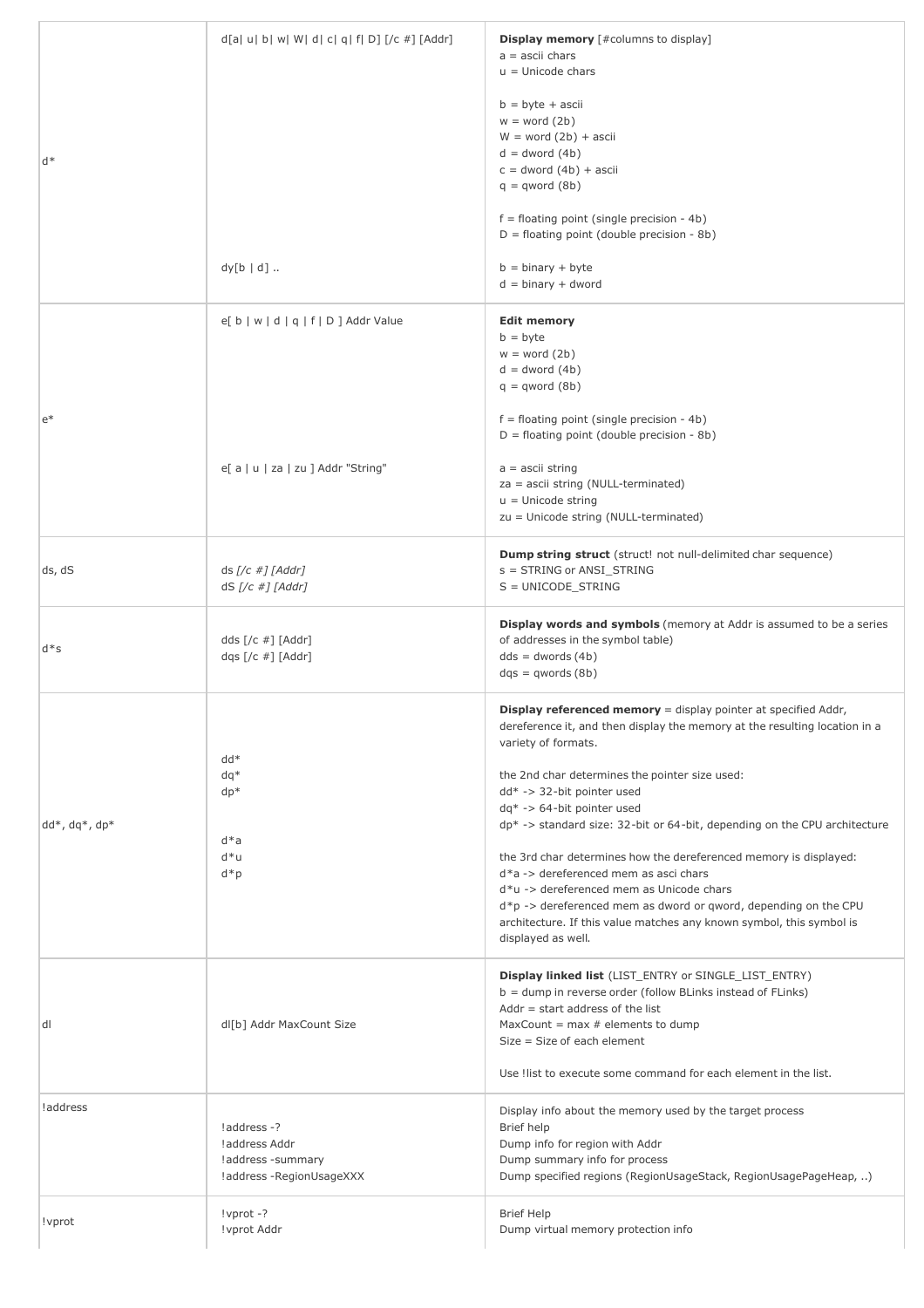| | | |
|---|---|---|
| d* | d[a\| u\| b\| w\| W\| d\| c\| q\| f\| D] [/c #] [Addr]<br><br>dy[b \| d] .. | **Display memory** [#columns to display]<br>a = ascii chars<br>u = Unicode chars<br><br>b = byte + ascii<br>w = word (2b)<br>W = word (2b) + ascii<br>d = dword (4b)<br>c = dword (4b) + ascii<br>q = qword (8b)<br><br>f = floating point (single precision - 4b)<br>D = floating point (double precision - 8b)<br><br>b = binary + byte<br>d = binary + dword |
| e* | e[ b \| w \| d \| q \| f \| D ] Addr Value<br><br>e[ a \| u \| za \| zu ] Addr "String" | **Edit memory**<br>b = byte<br>w = word (2b)<br>d = dword (4b)<br>q = qword (8b)<br><br>f = floating point (single precision - 4b)<br>D = floating point (double precision - 8b)<br><br>a = ascii string<br>za = ascii string (NULL-terminated)<br>u = Unicode string<br>zu = Unicode string (NULL-terminated) |
| ds, dS | ds *[/c #] [Addr]*<br>dS *[/c #] [Addr]* | **Dump string struct** (struct! not null-delimited char sequence)<br>s = STRING or ANSI_STRING<br>S = UNICODE_STRING |
| d*s | dds [/c #] [Addr]<br>dqs [/c #] [Addr] | **Display words and symbols** (memory at Addr is assumed to be a series of addresses in the symbol table)<br>dds = dwords (4b)<br>dqs = qwords (8b) |
| dd*, dq*, dp* | dd*<br>dq*<br>dp*<br><br>d*a<br>d*u<br>d*p | **Display referenced memory** = display pointer at specified Addr, dereference it, and then display the memory at the resulting location in a variety of formats.<br><br>the 2nd char determines the pointer size used:<br>dd* -> 32-bit pointer used<br>dq* -> 64-bit pointer used<br>dp* -> standard size: 32-bit or 64-bit, depending on the CPU architecture<br><br>the 3rd char determines how the dereferenced memory is displayed:<br>d*a -> dereferenced mem as asci chars<br>d*u -> dereferenced mem as Unicode chars<br>d*p -> dereferenced mem as dword or qword, depending on the CPU architecture. If this value matches any known symbol, this symbol is displayed as well. |
| dl | dl[b] Addr MaxCount Size | **Display linked list** (LIST_ENTRY or SINGLE_LIST_ENTRY)<br>b = dump in reverse order (follow BLinks instead of FLinks)<br>Addr = start address of the list<br>MaxCount = max # elements to dump<br>Size = Size of each element<br><br>Use !list to execute some command for each element in the list. |
| !address | !address -?<br>!address Addr<br>!address -summary<br>!address -RegionUsageXXX | Display info about the memory used by the target process<br>Brief help<br>Dump info for region with Addr<br>Dump summary info for process<br>Dump specified regions (RegionUsageStack, RegionUsagePageHeap, ..) |
| !vprot | !vprot -?<br>!vprot Addr | Brief Help<br>Dump virtual memory protection info |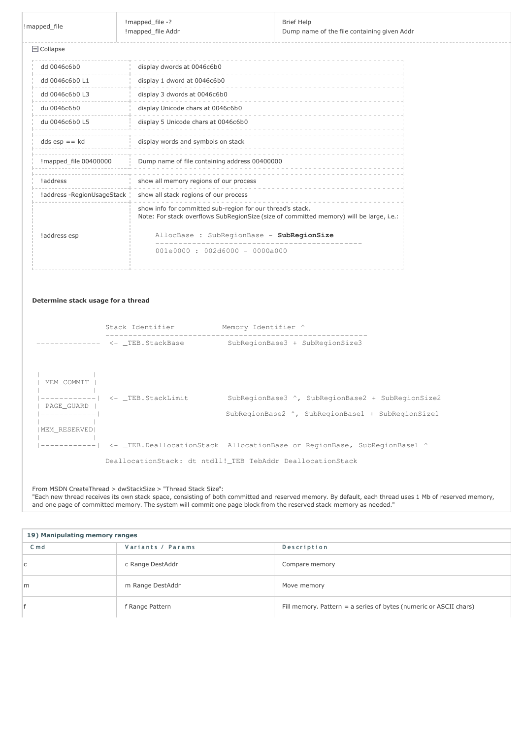| !mapped_file | !mapped_file -?<br>!mapped_file Addr | Brief Help<br>Dump name of the file containing given Addr |
|---|---|---|

⊟ Collapse

| | |
|---|---|
| dd 0046c6b0 | display dwords at 0046c6b0 |
| dd 0046c6b0 L1 | display 1 dword at 0046c6b0 |
| dd 0046c6b0 L3 | display 3 dwords at 0046c6b0 |
| du 0046c6b0 | display Unicode chars at 0046c6b0 |
| du 0046c6b0 L5 | display 5 Unicode chars at 0046c6b0 |
| dds esp == kd | display words and symbols on stack |
| !mapped_file 00400000 | Dump name of file containing address 00400000 |
| !address | show all memory regions of our process |
| !address -RegionUsageStack | show all stack regions of our process |
| !address esp | show info for committed sub-region for our thread's stack.<br>Note: For stack overflows SubRegionSize (size of committed memory) will be large, i.e.:<br>`AllocBase : SubRegionBase - SubRegionSize`<br>`001e0000 : 002d6000 - 0000a000` |

**Determine stack usage for a thread**

```
                Stack Identifier           Memory Identifier ^
                -------------------------------------------------------
--------------  <- _TEB.StackBase          SubRegionBase3 + SubRegionSize3



 |            |
 | MEM_COMMIT |
 |            |
 |------------|  <- _TEB.StackLimit         SubRegionBase3 ^, SubRegionBase2 + SubRegionSize2
 | PAGE_GUARD |
 |------------|                            SubRegionBase2 ^, SubRegionBase1 + SubRegionSize1
 |            |
 |MEM_RESERVED|
 |            |
 |------------|  <- _TEB.DeallocationStack  AllocationBase or RegionBase, SubRegionBase1 ^

                DeallocationStack: dt ntdll!_TEB TebAddr DeallocationStack
```

From MSDN CreateThread > dwStackSize > "Thread Stack Size":
"Each new thread receives its own stack space, consisting of both committed and reserved memory. By default, each thread uses 1 Mb of reserved memory, and one page of committed memory. The system will commit one page block from the reserved stack memory as needed."

| 19) Manipulating memory ranges | | |
|---|---|---|
| Cmd | Variants / Params | Description |
| c | c Range DestAddr | Compare memory |
| m | m Range DestAddr | Move memory |
| f | f Range Pattern | Fill memory. Pattern = a series of bytes (numeric or ASCII chars) |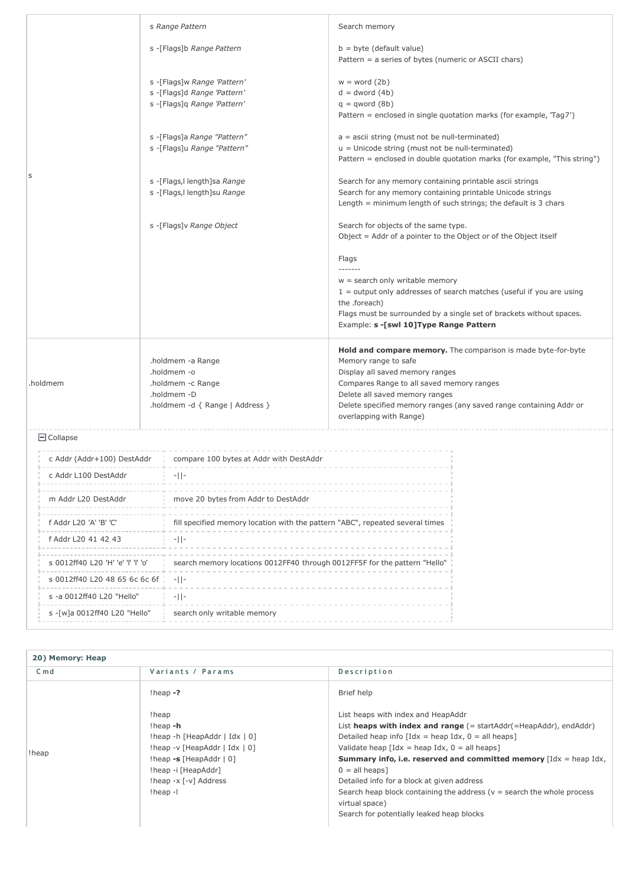| | | |
|---|---|---|
| s | s *Range Pattern*<br><br>s -[Flags]b *Range Pattern*<br><br>s -[Flags]w *Range 'Pattern'*<br>s -[Flags]d *Range 'Pattern'*<br>s -[Flags]q *Range 'Pattern'*<br><br>s -[Flags]a *Range "Pattern"*<br>s -[Flags]u *Range "Pattern"*<br><br>s -[Flags,l length]sa *Range*<br>s -[Flags,l length]su *Range*<br><br>s -[Flags]v *Range Object* | Search memory<br><br>b = byte (default value)<br>Pattern = a series of bytes (numeric or ASCII chars)<br><br>w = word (2b)<br>d = dword (4b)<br>q = qword (8b)<br>Pattern = enclosed in single quotation marks (for example, 'Tag7')<br><br>a = ascii string (must not be null-terminated)<br>u = Unicode string (must not be null-terminated)<br>Pattern = enclosed in double quotation marks (for example, "This string")<br><br>Search for any memory containing printable ascii strings<br>Search for any memory containing printable Unicode strings<br>Length = minimum length of such strings; the default is 3 chars<br><br>Search for objects of the same type.<br>Object = Addr of a pointer to the Object or of the Object itself<br><br>Flags<br>-------<br>w = search only writable memory<br>1 = output only addresses of search matches (useful if you are using the .foreach)<br>Flags must be surrounded by a single set of brackets without spaces.<br>Example: **s -[swl 10]Type Range Pattern** |
| .holdmem | .holdmem -a Range<br>.holdmem -o<br>.holdmem -c Range<br>.holdmem -D<br>.holdmem -d { Range \| Address } | **Hold and compare memory.** The comparison is made byte-for-byte<br>Memory range to safe<br>Display all saved memory ranges<br>Compares Range to all saved memory ranges<br>Delete all saved memory ranges<br>Delete specified memory ranges (any saved range containing Addr or overlapping with Range) |

Collapse

| | |
|---|---|
| c Addr (Addr+100) DestAddr | compare 100 bytes at Addr with DestAddr |
| c Addr L100 DestAddr | -\|\|- |
| m Addr L20 DestAddr | move 20 bytes from Addr to DestAddr |
| f Addr L20 'A' 'B' 'C' | fill specified memory location with the pattern "ABC", repeated several times |
| f Addr L20 41 42 43 | -\|\|- |
| s 0012ff40 L20 'H' 'e' 'l' 'l' 'o' | search memory locations 0012FF40 through 0012FF5F for the pattern "Hello" |
| s 0012ff40 L20 48 65 6c 6c 6f | -\|\|- |
| s -a 0012ff40 L20 "Hello" | -\|\|- |
| s -[w]a 0012ff40 L20 "Hello" | search only writable memory |

## 20) Memory: Heap

| Cmd | Variants / Params | Description |
|---|---|---|
| !heap | !heap **-?**<br><br>!heap<br>!heap **-h**<br>!heap -h [HeapAddr \| Idx \| 0]<br>!heap -v [HeapAddr \| Idx \| 0]<br>!heap **-s** [HeapAddr \| 0]<br>!heap -i [HeapAddr]<br>!heap -x [-v] Address<br>!heap -l | Brief help<br><br>List heaps with index and HeapAddr<br>List **heaps with index and range** (= startAddr(=HeapAddr), endAddr)<br>Detailed heap info [Idx = heap Idx, 0 = all heaps]<br>Validate heap [Idx = heap Idx, 0 = all heaps]<br>**Summary info, i.e. reserved and committed memory** [Idx = heap Idx, 0 = all heaps]<br>Detailed info for a block at given address<br>Search heap block containing the address (v = search the whole process virtual space)<br>Search for potentially leaked heap blocks |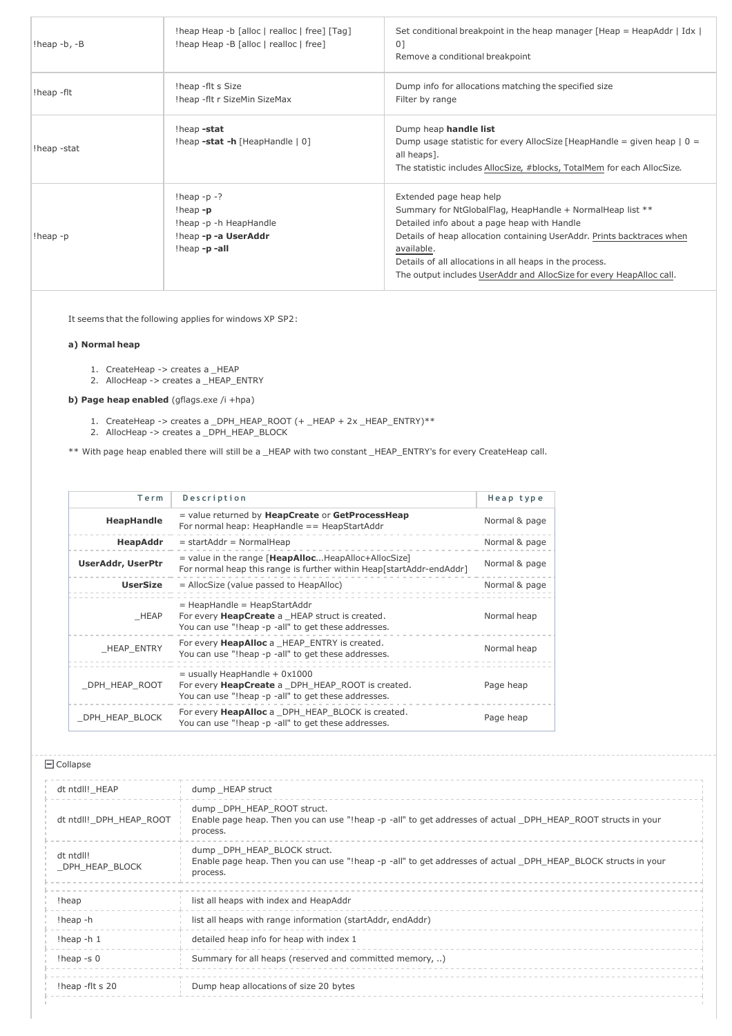| | | |
|---|---|---|
| !heap -b, -B | !heap Heap -b [alloc \| realloc \| free] [Tag]<br>!heap Heap -B [alloc \| realloc \| free] | Set conditional breakpoint in the heap manager [Heap = HeapAddr \| Idx \| 0]<br>Remove a conditional breakpoint |
| !heap -flt | !heap -flt s Size<br>!heap -flt r SizeMin SizeMax | Dump info for allocations matching the specified size<br>Filter by range |
| !heap -stat | !heap **-stat**<br>!heap **-stat -h** [HeapHandle \| 0] | Dump heap **handle list**<br>Dump usage statistic for every AllocSize [HeapHandle = given heap \| 0 = all heaps].<br>The statistic includes AllocSize, #blocks, TotalMem for each AllocSize. |
| !heap -p | !heap -p -?<br>!heap **-p**<br>!heap -p -h HeapHandle<br>!heap **-p -a UserAddr**<br>!heap **-p -all** | Extended page heap help<br>Summary for NtGlobalFlag, HeapHandle + NormalHeap list **<br>Detailed info about a page heap with Handle<br>Details of heap allocation containing UserAddr. Prints backtraces when available.<br>Details of all allocations in all heaps in the process.<br>The output includes UserAddr and AllocSize for every HeapAlloc call. |

It seems that the following applies for windows XP SP2:

**a) Normal heap**

1. CreateHeap -> creates a _HEAP
2. AllocHeap -> creates a _HEAP_ENTRY

**b) Page heap enabled** (gflags.exe /i +hpa)

1. CreateHeap -> creates a _DPH_HEAP_ROOT (+ _HEAP + 2x _HEAP_ENTRY)**
2. AllocHeap -> creates a _DPH_HEAP_BLOCK

** With page heap enabled there will still be a _HEAP with two constant _HEAP_ENTRY's for every CreateHeap call.

| Term | Description | Heap type |
|---|---|---|
| **HeapHandle** | = value returned by **HeapCreate** or **GetProcessHeap**<br>For normal heap: HeapHandle == HeapStartAddr | Normal & page |
| **HeapAddr** | = startAddr = NormalHeap | Normal & page |
| **UserAddr, UserPtr** | = value in the range [**HeapAlloc**...HeapAlloc+AllocSize]<br>For normal heap this range is further within Heap[startAddr-endAddr] | Normal & page |
| **UserSize** | = AllocSize (value passed to HeapAlloc) | Normal & page |
| _HEAP | = HeapHandle = HeapStartAddr<br>For every **HeapCreate** a _HEAP struct is created.<br>You can use "!heap -p -all" to get these addresses. | Normal heap |
| _HEAP_ENTRY | For every **HeapAlloc** a _HEAP_ENTRY is created.<br>You can use "!heap -p -all" to get these addresses. | Normal heap |
| _DPH_HEAP_ROOT | = usually HeapHandle + 0x1000<br>For every **HeapCreate** a _DPH_HEAP_ROOT is created.<br>You can use "!heap -p -all" to get these addresses. | Page heap |
| _DPH_HEAP_BLOCK | For every **HeapAlloc** a _DPH_HEAP_BLOCK is created.<br>You can use "!heap -p -all" to get these addresses. | Page heap |

Collapse

| | |
|---|---|
| dt ntdll!_HEAP | dump _HEAP struct |
| dt ntdll!_DPH_HEAP_ROOT | dump _DPH_HEAP_ROOT struct.<br>Enable page heap. Then you can use "!heap -p -all" to get addresses of actual _DPH_HEAP_ROOT structs in your process. |
| dt ntdll!_DPH_HEAP_BLOCK | dump _DPH_HEAP_BLOCK struct.<br>Enable page heap. Then you can use "!heap -p -all" to get addresses of actual _DPH_HEAP_BLOCK structs in your process. |
| !heap | list all heaps with index and HeapAddr |
| !heap -h | list all heaps with range information (startAddr, endAddr) |
| !heap -h 1 | detailed heap info for heap with index 1 |
| !heap -s 0 | Summary for all heaps (reserved and committed memory, ..) |
| !heap -flt s 20 | Dump heap allocations of size 20 bytes |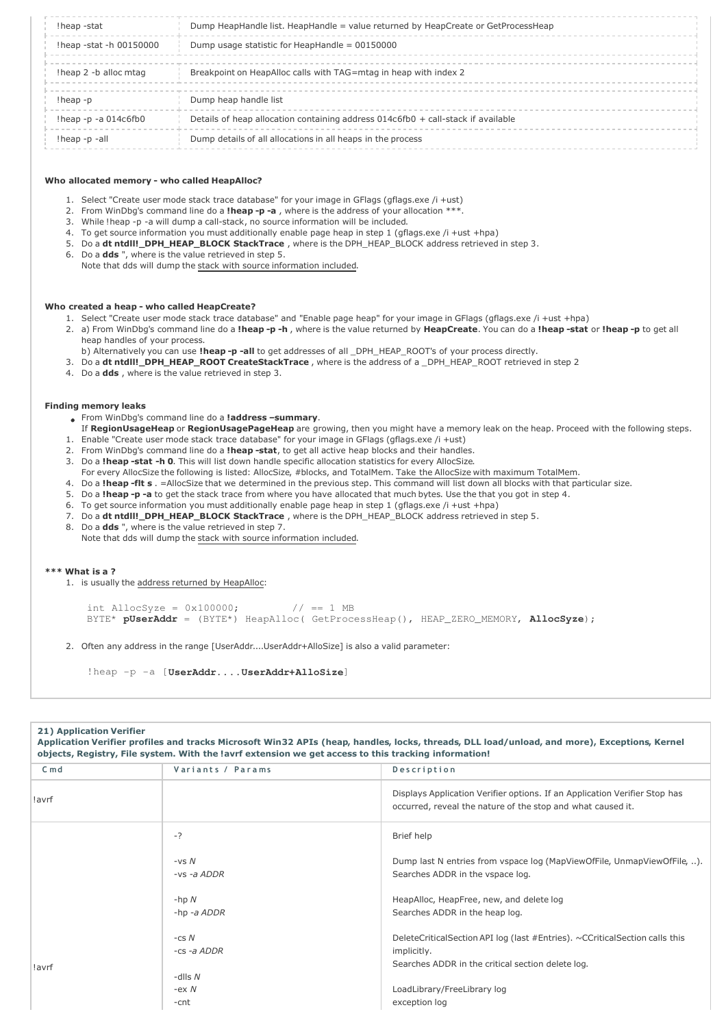| | |
|---|---|
| !heap -stat | Dump HeapHandle list. HeapHandle = value returned by HeapCreate or GetProcessHeap |
| !heap -stat -h 00150000 | Dump usage statistic for HeapHandle = 00150000 |
| !heap 2 -b alloc mtag | Breakpoint on HeapAlloc calls with TAG=mtag in heap with index 2 |
| !heap -p | Dump heap handle list |
| !heap -p -a 014c6fb0 | Details of heap allocation containing address 014c6fb0 + call-stack if available |
| !heap -p -all | Dump details of all allocations in all heaps in the process |

**Who allocated memory - who called HeapAlloc?**

1. Select "Create user mode stack trace database" for your image in GFlags (gflags.exe /i +ust)
2. From WinDbg's command line do a **!heap -p -a** , where is the address of your allocation ***.
3. While !heap -p -a will dump a call-stack, no source information will be included.
4. To get source information you must additionally enable page heap in step 1 (gflags.exe /i +ust +hpa)
5. Do a **dt ntdll!_DPH_HEAP_BLOCK StackTrace** , where is the DPH_HEAP_BLOCK address retrieved in step 3.
6. Do a **dds** ", where is the value retrieved in step 5.
   Note that dds will dump the stack with source information included.

**Who created a heap - who called HeapCreate?**

1. Select "Create user mode stack trace database" and "Enable page heap" for your image in GFlags (gflags.exe /i +ust +hpa)
2. a) From WinDbg's command line do a **!heap -p -h** , where is the value returned by **HeapCreate**. You can do a **!heap -stat** or **!heap -p** to get all heap handles of your process.
   b) Alternatively you can use **!heap -p -all** to get addresses of all _DPH_HEAP_ROOT's of your process directly.
3. Do a **dt ntdll!_DPH_HEAP_ROOT CreateStackTrace** , where is the address of a _DPH_HEAP_ROOT retrieved in step 2
4. Do a **dds** , where is the value retrieved in step 3.

**Finding memory leaks**

- From WinDbg's command line do a **!address –summary**.
  If **RegionUsageHeap** or **RegionUsagePageHeap** are growing, then you might have a memory leak on the heap. Proceed with the following steps.

1. Enable "Create user mode stack trace database" for your image in GFlags (gflags.exe /i +ust)
2. From WinDbg's command line do a **!heap -stat**, to get all active heap blocks and their handles.
3. Do a **!heap -stat -h 0**. This will list down handle specific allocation statistics for every AllocSize.
   For every AllocSize the following is listed: AllocSize, #blocks, and TotalMem. Take the AllocSize with maximum TotalMem.
4. Do a **!heap -flt s** . =AllocSize that we determined in the previous step. This command will list down all blocks with that particular size.
5. Do a **!heap -p -a** to get the stack trace from where you have allocated that much bytes. Use the that you got in step 4.
6. To get source information you must additionally enable page heap in step 1 (gflags.exe /i +ust +hpa)
7. Do a **dt ntdll!_DPH_HEAP_BLOCK StackTrace** , where is the DPH_HEAP_BLOCK address retrieved in step 5.
8. Do a **dds** ", where is the value retrieved in step 7.
   Note that dds will dump the stack with source information included.

**\*\*\* What is a ?**

1. is usually the address returned by HeapAlloc:

```
int AllocSyze = 0x100000;        // == 1 MB
BYTE* pUserAddr = (BYTE*) HeapAlloc( GetProcessHeap(), HEAP_ZERO_MEMORY, AllocSyze);
```

2. Often any address in the range [UserAddr....UserAddr+AlloSize] is also a valid parameter:

```
!heap -p -a [UserAddr....UserAddr+AlloSize]
```

**21) Application Verifier**
**Application Verifier profiles and tracks Microsoft Win32 APIs (heap, handles, locks, threads, DLL load/unload, and more), Exceptions, Kernel objects, Registry, File system. With the !avrf extension we get access to this tracking information!**

| Cmd | Variants / Params | Description |
|---|---|---|
| !avrf | | Displays Application Verifier options. If an Application Verifier Stop has occurred, reveal the nature of the stop and what caused it. |
| !avrf | -? | Brief help |
| | -vs *N*<br>-vs *-a ADDR* | Dump last N entries from vspace log (MapViewOfFile, UnmapViewOfFile, ..).<br>Searches ADDR in the vspace log. |
| | -hp *N*<br>-hp *-a ADDR* | HeapAlloc, HeapFree, new, and delete log<br>Searches ADDR in the heap log. |
| | -cs *N*<br>-cs *-a ADDR* | DeleteCriticalSection API log (last #Entries). ~CCriticalSection calls this implicitly.<br>Searches ADDR in the critical section delete log. |
| | -dlls *N*<br>-ex *N*<br>-cnt | LoadLibrary/FreeLibrary log<br>exception log |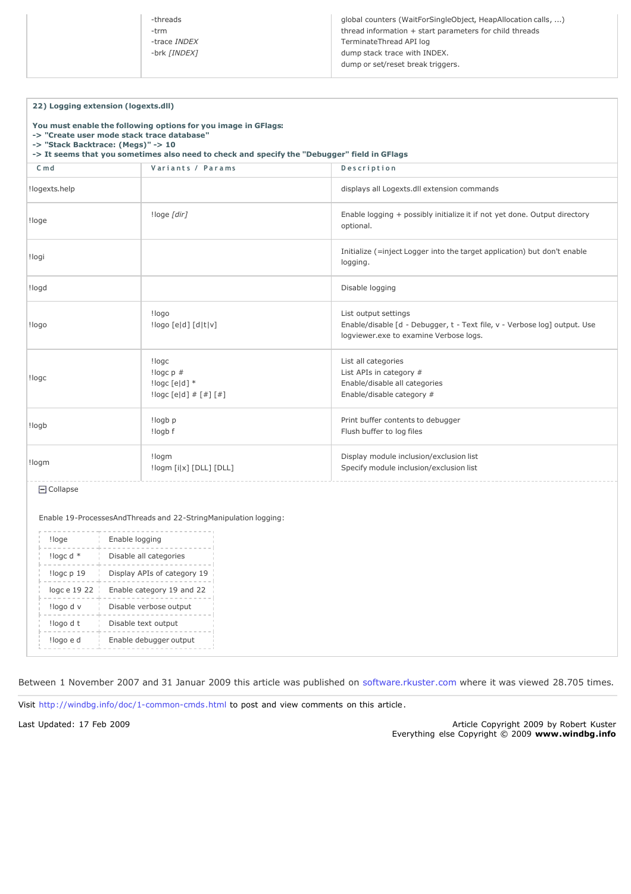| | | |
|---|---|---|
| | -threads<br>-trm<br>-trace *INDEX*<br>-brk *[INDEX]* | global counters (WaitForSingleObject, HeapAllocation calls, ...)<br>thread information + start parameters for child threads<br>TerminateThread API log<br>dump stack trace with INDEX.<br>dump or set/reset break triggers. |

### 22) Logging extension (logexts.dll)

**You must enable the following options for you image in GFlags:**
**-> "Create user mode stack trace database"**
**-> "Stack Backtrace: (Megs)" -> 10**
**-> It seems that you sometimes also need to check and specify the "Debugger" field in GFlags**

| Cmd | Variants / Params | Description |
|---|---|---|
| !logexts.help | | displays all Logexts.dll extension commands |
| !loge | !loge *[dir]* | Enable logging + possibly initialize it if not yet done. Output directory optional. |
| !logi | | Initialize (=inject Logger into the target application) but don't enable logging. |
| !logd | | Disable logging |
| !logo | !logo<br>!logo [e\|d] [d\|t\|v] | List output settings<br>Enable/disable [d - Debugger, t - Text file, v - Verbose log] output. Use logviewer.exe to examine Verbose logs. |
| !logc | !logc<br>!logc p #<br>!logc [e\|d] *<br>!logc [e\|d] # [#] [#] | List all categories<br>List APIs in category #<br>Enable/disable all categories<br>Enable/disable category # |
| !logb | !logb p<br>!logb f | Print buffer contents to debugger<br>Flush buffer to log files |
| !logm | !logm<br>!logm [i\|x] [DLL] [DLL] | Display module inclusion/exclusion list<br>Specify module inclusion/exclusion list |

Collapse

Enable 19-ProcessesAndThreads and 22-StringManipulation logging:

| | |
|---|---|
| !loge | Enable logging |
| !logc d * | Disable all categories |
| !logc p 19 | Display APIs of category 19 |
| logc e 19 22 | Enable category 19 and 22 |
| !logo d v | Disable verbose output |
| !logo d t | Disable text output |
| !logo e d | Enable debugger output |

Between 1 November 2007 and 31 Januar 2009 this article was published on software.rkuster.com where it was viewed 28.705 times.

Visit http://windbg.info/doc/1-common-cmds.html to post and view comments on this article.

Last Updated: 17 Feb 2009

Article Copyright 2009 by Robert Kuster
Everything else Copyright © 2009 **www.windbg.info**